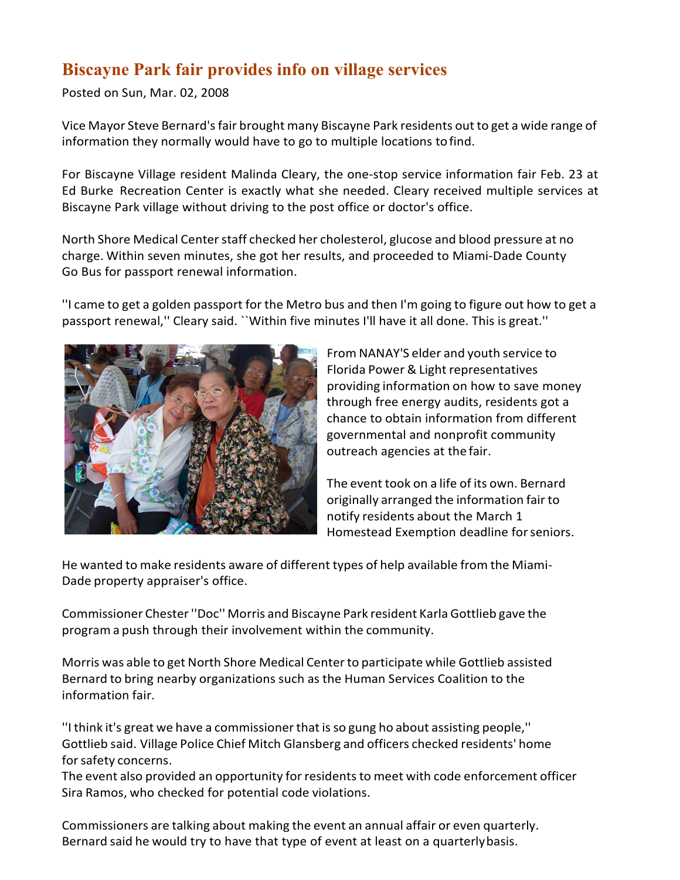# Biscayne Park fair provides info on village services

Posted on Sun, Mar. 02, 2008

Vice Mayor Steve Bernard's fair brought many Biscayne Park residents out to get a wide range of information they normally would have to go to multiple locations to find.

For Biscayne Village resident Malinda Cleary, the one-stop service information fair Feb. 23 at Ed Burke Recreation Center is exactly what she needed. Cleary received multiple services at Biscayne Park village without driving to the post office or doctor's office.

North Shore Medical Center staff checked her cholesterol, glucose and blood pressure at no charge. Within seven minutes, she got her results, and proceeded to Miami-Dade County Go Bus for passport renewal information.

''I came to get a golden passport for the Metro bus and then I'm going to figure out how to get a passport renewal,'' Cleary said. ``Within five minutes I'll have it all done. This is great.''

From NANAY'S elder and youth service to Florida Power & Light representatives providing information on how to save money through free energy audits, residents got a chance to obtain information from different governmental and nonprofit community outreach agencies at the fair.

The event took on a life of its own. Bernard originally arranged the information fair to notify residents about the March 1 Homestead Exemption deadline for seniors.

He wanted to make residents aware of different types of help available from the Miami-Dade property appraiser's office.

Commissioner Chester ''Doc'' Morris and Biscayne Park resident Karla Gottlieb gave the program a push through their involvement within the community.

Morris was able to get North Shore Medical Center to participate while Gottlieb assisted Bernard to bring nearby organizations such as the Human Services Coalition to the information fair.

''I think it's great we have a commissioner that is so gung ho about assisting people,'' Gottlieb said. Village Police Chief Mitch Glansberg and officers checked residents' home for safety concerns.
The event also provided an opportunity for residents to meet with code enforcement officer Sira Ramos, who checked for potential code violations.

Commissioners are talking about making the event an annual affair or even quarterly. Bernard said he would try to have that type of event at least on a quarterly basis.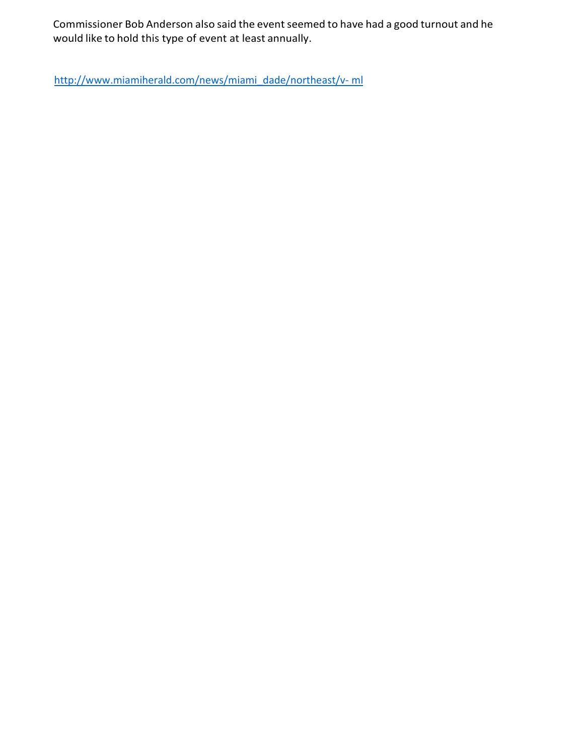Commissioner Bob Anderson also said the event seemed to have had a good turnout and he would like to hold this type of event at least annually.

http://www.miamiherald.com/news/miami_dade/northeast/v- ml